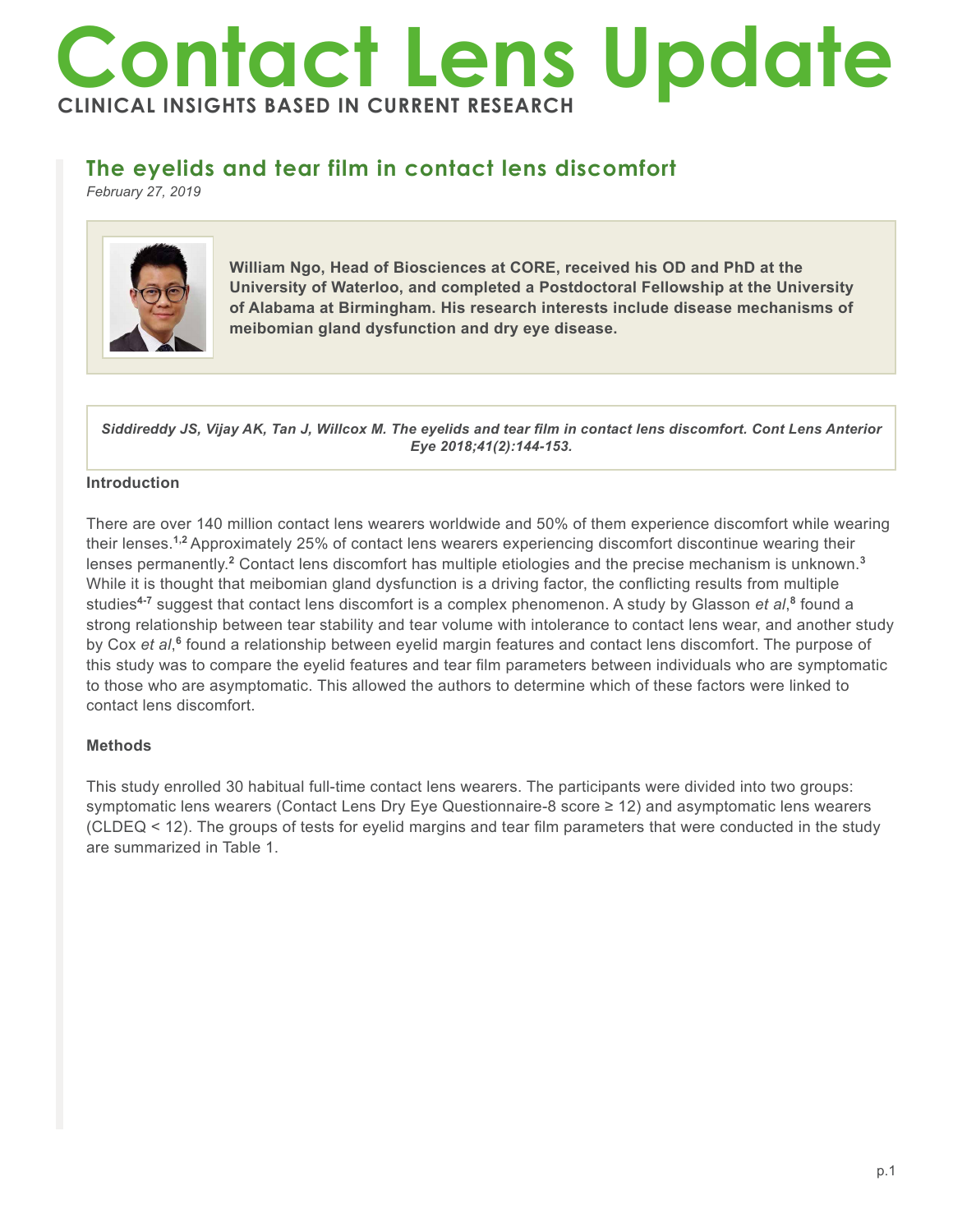# Contact Lens Update

**CLINICAL INSIGHTS BASED IN CURRENT RESEARCH**

## The eyelids and tear film in contact lens discomfort

*February 27, 2019*

**William Ngo, Head of Biosciences at CORE, received his OD and PhD at the University of Waterloo, and completed a Postdoctoral Fellowship at the University of Alabama at Birmingham. His research interests include disease mechanisms of meibomian gland dysfunction and dry eye disease.**

***Siddireddy JS, Vijay AK, Tan J, Willcox M. The eyelids and tear film in contact lens discomfort. Cont Lens Anterior Eye 2018;41(2):144-153.***

### Introduction

There are over 140 million contact lens wearers worldwide and 50% of them experience discomfort while wearing their lenses.[1,2] Approximately 25% of contact lens wearers experiencing discomfort discontinue wearing their lenses permanently.[2] Contact lens discomfort has multiple etiologies and the precise mechanism is unknown.[3] While it is thought that meibomian gland dysfunction is a driving factor, the conflicting results from multiple studies[4-7] suggest that contact lens discomfort is a complex phenomenon. A study by Glasson *et al*,[8] found a strong relationship between tear stability and tear volume with intolerance to contact lens wear, and another study by Cox *et al*,[6] found a relationship between eyelid margin features and contact lens discomfort. The purpose of this study was to compare the eyelid features and tear film parameters between individuals who are symptomatic to those who are asymptomatic. This allowed the authors to determine which of these factors were linked to contact lens discomfort.

### Methods

This study enrolled 30 habitual full-time contact lens wearers. The participants were divided into two groups: symptomatic lens wearers (Contact Lens Dry Eye Questionnaire-8 score ≥ 12) and asymptomatic lens wearers (CLDEQ < 12). The groups of tests for eyelid margins and tear film parameters that were conducted in the study are summarized in Table 1.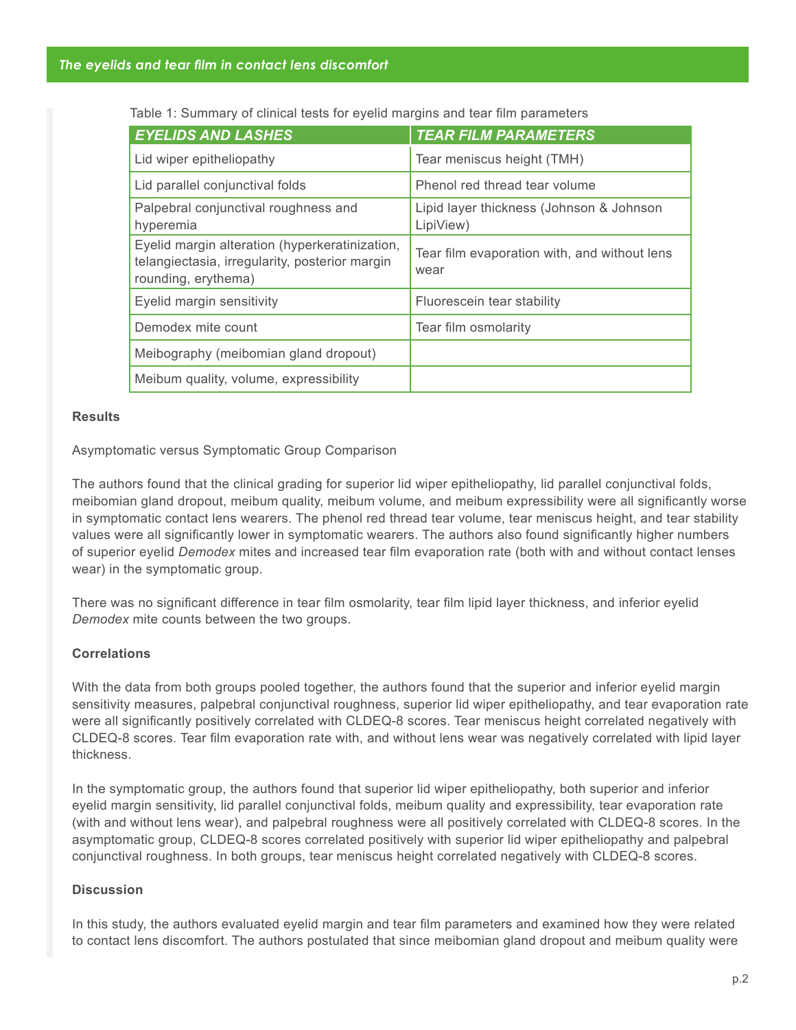Table 1: Summary of clinical tests for eyelid margins and tear film parameters

| *EYELIDS AND LASHES* | *TEAR FILM PARAMETERS* |
|---|---|
| Lid wiper epitheliopathy | Tear meniscus height (TMH) |
| Lid parallel conjunctival folds | Phenol red thread tear volume |
| Palpebral conjunctival roughness and hyperemia | Lipid layer thickness (Johnson & Johnson LipiView) |
| Eyelid margin alteration (hyperkeratinization, telangiectasia, irregularity, posterior margin rounding, erythema) | Tear film evaporation with, and without lens wear |
| Eyelid margin sensitivity | Fluorescein tear stability |
| Demodex mite count | Tear film osmolarity |
| Meibography (meibomian gland dropout) | |
| Meibum quality, volume, expressibility | |

**Results**

Asymptomatic versus Symptomatic Group Comparison

The authors found that the clinical grading for superior lid wiper epitheliopathy, lid parallel conjunctival folds, meibomian gland dropout, meibum quality, meibum volume, and meibum expressibility were all significantly worse in symptomatic contact lens wearers. The phenol red thread tear volume, tear meniscus height, and tear stability values were all significantly lower in symptomatic wearers. The authors also found significantly higher numbers of superior eyelid *Demodex* mites and increased tear film evaporation rate (both with and without contact lenses wear) in the symptomatic group.

There was no significant difference in tear film osmolarity, tear film lipid layer thickness, and inferior eyelid *Demodex* mite counts between the two groups.

**Correlations**

With the data from both groups pooled together, the authors found that the superior and inferior eyelid margin sensitivity measures, palpebral conjunctival roughness, superior lid wiper epitheliopathy, and tear evaporation rate were all significantly positively correlated with CLDEQ-8 scores. Tear meniscus height correlated negatively with CLDEQ-8 scores. Tear film evaporation rate with, and without lens wear was negatively correlated with lipid layer thickness.

In the symptomatic group, the authors found that superior lid wiper epitheliopathy, both superior and inferior eyelid margin sensitivity, lid parallel conjunctival folds, meibum quality and expressibility, tear evaporation rate (with and without lens wear), and palpebral roughness were all positively correlated with CLDEQ-8 scores. In the asymptomatic group, CLDEQ-8 scores correlated positively with superior lid wiper epitheliopathy and palpebral conjunctival roughness. In both groups, tear meniscus height correlated negatively with CLDEQ-8 scores.

**Discussion**

In this study, the authors evaluated eyelid margin and tear film parameters and examined how they were related to contact lens discomfort. The authors postulated that since meibomian gland dropout and meibum quality were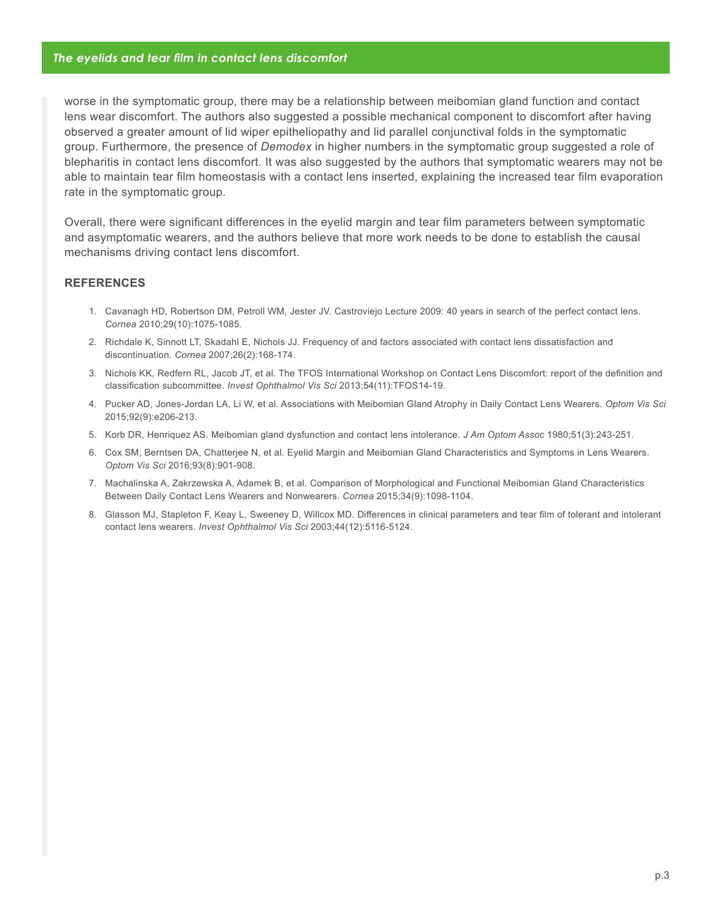worse in the symptomatic group, there may be a relationship between meibomian gland function and contact lens wear discomfort. The authors also suggested a possible mechanical component to discomfort after having observed a greater amount of lid wiper epitheliopathy and lid parallel conjunctival folds in the symptomatic group. Furthermore, the presence of *Demodex* in higher numbers in the symptomatic group suggested a role of blepharitis in contact lens discomfort. It was also suggested by the authors that symptomatic wearers may not be able to maintain tear film homeostasis with a contact lens inserted, explaining the increased tear film evaporation rate in the symptomatic group.

Overall, there were significant differences in the eyelid margin and tear film parameters between symptomatic and asymptomatic wearers, and the authors believe that more work needs to be done to establish the causal mechanisms driving contact lens discomfort.

## REFERENCES

1. Cavanagh HD, Robertson DM, Petroll WM, Jester JV. Castroviejo Lecture 2009: 40 years in search of the perfect contact lens. *Cornea* 2010;29(10):1075-1085.
2. Richdale K, Sinnott LT, Skadahl E, Nichols JJ. Frequency of and factors associated with contact lens dissatisfaction and discontinuation. *Cornea* 2007;26(2):168-174.
3. Nichols KK, Redfern RL, Jacob JT, et al. The TFOS International Workshop on Contact Lens Discomfort: report of the definition and classification subcommittee. *Invest Ophthalmol Vis Sci* 2013;54(11):TFOS14-19.
4. Pucker AD, Jones-Jordan LA, Li W, et al. Associations with Meibomian Gland Atrophy in Daily Contact Lens Wearers. *Optom Vis Sci* 2015;92(9):e206-213.
5. Korb DR, Henriquez AS. Meibomian gland dysfunction and contact lens intolerance. *J Am Optom Assoc* 1980;51(3):243-251.
6. Cox SM, Berntsen DA, Chatterjee N, et al. Eyelid Margin and Meibomian Gland Characteristics and Symptoms in Lens Wearers. *Optom Vis Sci* 2016;93(8):901-908.
7. Machalinska A, Zakrzewska A, Adamek B, et al. Comparison of Morphological and Functional Meibomian Gland Characteristics Between Daily Contact Lens Wearers and Nonwearers. *Cornea* 2015;34(9):1098-1104.
8. Glasson MJ, Stapleton F, Keay L, Sweeney D, Willcox MD. Differences in clinical parameters and tear film of tolerant and intolerant contact lens wearers. *Invest Ophthalmol Vis Sci* 2003;44(12):5116-5124.